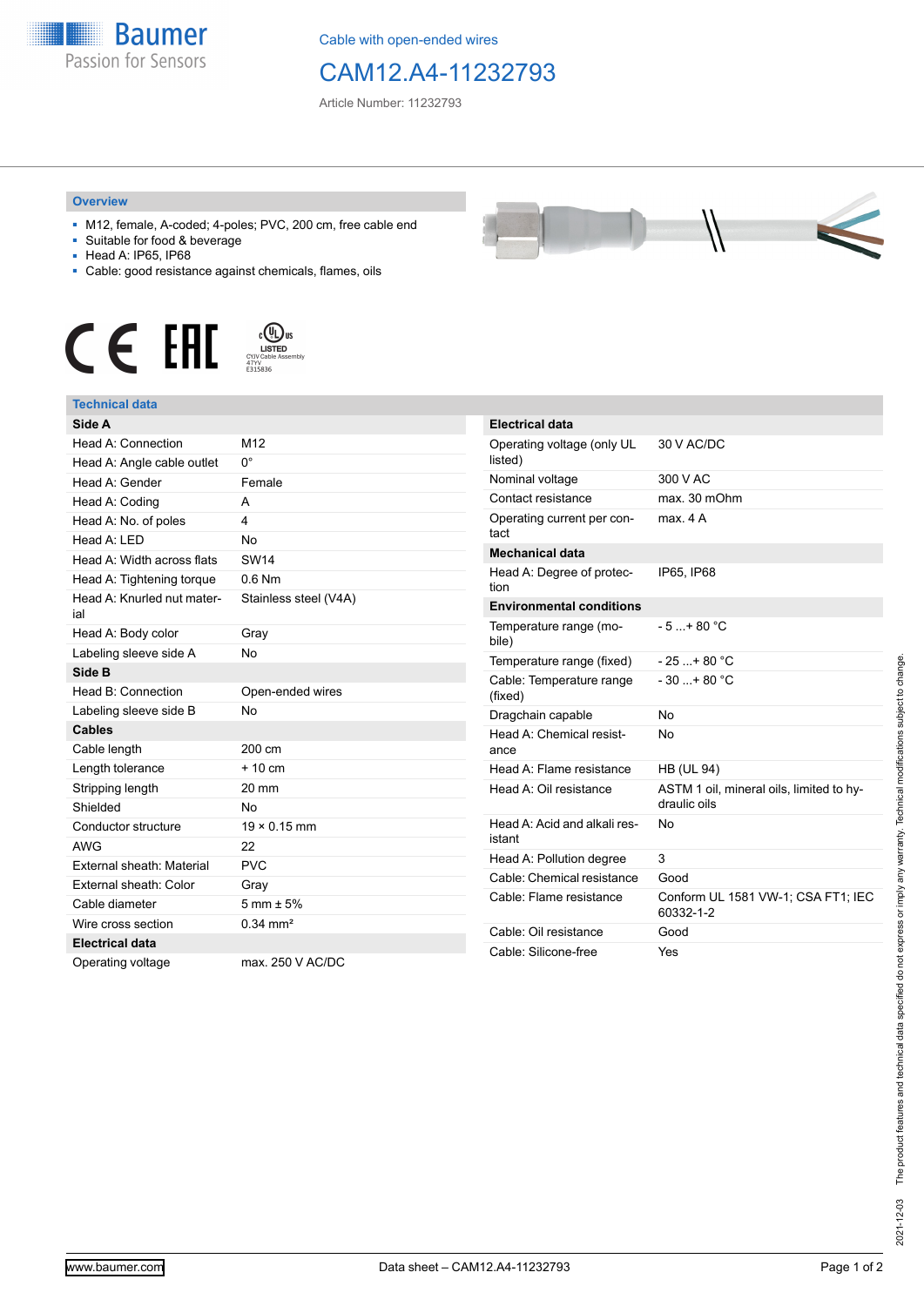Cable with open-ended wires

# CAM12.A4-11232793

Article Number: 11232793

## Overview

- M12, female, A-coded; 4-poles; PVC, 200 cm, free cable end
- Suitable for food & beverage
- Head A: IP65, IP68
- Cable: good resistance against chemicals, flames, oils

## Technical data

| **Side A** | |
|---|---|
| Head A: Connection | M12 |
| Head A: Angle cable outlet | 0° |
| Head A: Gender | Female |
| Head A: Coding | A |
| Head A: No. of poles | 4 |
| Head A: LED | No |
| Head A: Width across flats | SW14 |
| Head A: Tightening torque | 0.6 Nm |
| Head A: Knurled nut material | Stainless steel (V4A) |
| Head A: Body color | Gray |
| Labeling sleeve side A | No |
| **Side B** | |
| Head B: Connection | Open-ended wires |
| Labeling sleeve side B | No |
| **Cables** | |
| Cable length | 200 cm |
| Length tolerance | + 10 cm |
| Stripping length | 20 mm |
| Shielded | No |
| Conductor structure | 19 × 0.15 mm |
| AWG | 22 |
| External sheath: Material | PVC |
| External sheath: Color | Gray |
| Cable diameter | 5 mm ± 5% |
| Wire cross section | 0.34 mm² |
| **Electrical data** | |
| Operating voltage | max. 250 V AC/DC |

| **Electrical data** | |
|---|---|
| Operating voltage (only UL listed) | 30 V AC/DC |
| Nominal voltage | 300 V AC |
| Contact resistance | max. 30 mOhm |
| Operating current per contact | max. 4 A |
| **Mechanical data** | |
| Head A: Degree of protection | IP65, IP68 |
| **Environmental conditions** | |
| Temperature range (mobile) | - 5 ...+ 80 °C |
| Temperature range (fixed) | - 25 ...+ 80 °C |
| Cable: Temperature range (fixed) | - 30 ...+ 80 °C |
| Dragchain capable | No |
| Head A: Chemical resistance | No |
| Head A: Flame resistance | HB (UL 94) |
| Head A: Oil resistance | ASTM 1 oil, mineral oils, limited to hydraulic oils |
| Head A: Acid and alkali resistant | No |
| Head A: Pollution degree | 3 |
| Cable: Chemical resistance | Good |
| Cable: Flame resistance | Conform UL 1581 VW-1; CSA FT1; IEC 60332-1-2 |
| Cable: Oil resistance | Good |
| Cable: Silicone-free | Yes |

2021-12-03 The product features and technical data specified do not express or imply any warranty. Technical modifications subject to change.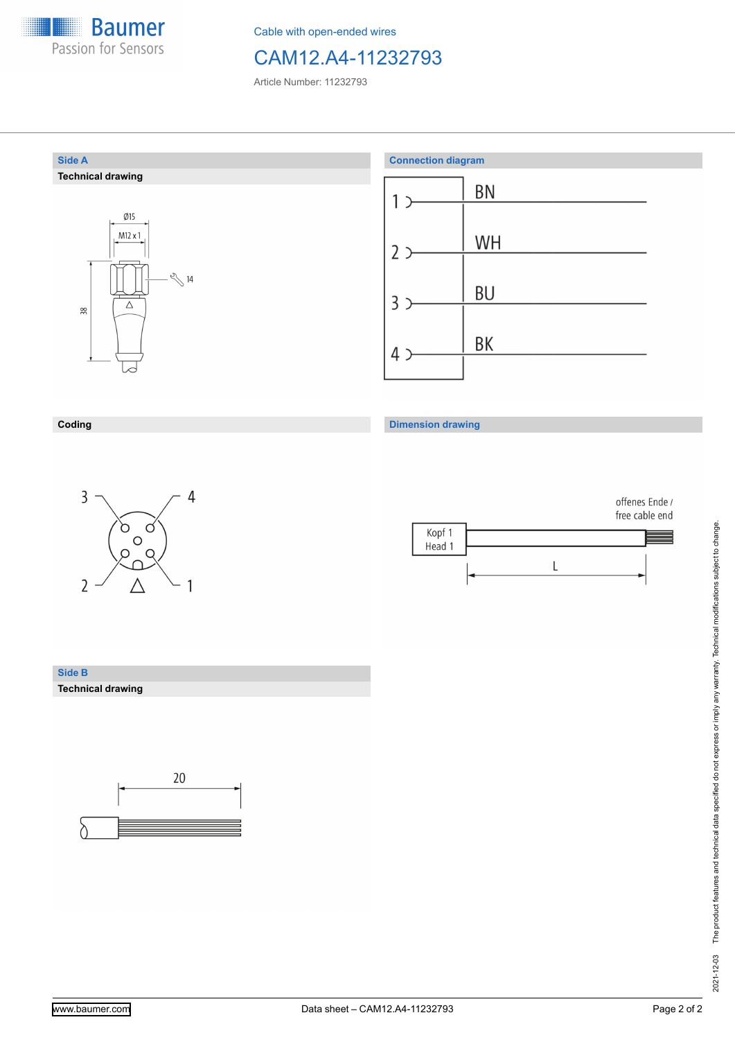# Cable with open-ended wires

# CAM12.A4-11232793

Article Number: 11232793

## Side A

### Technical drawing

Ø15

M12 x 1

14

38

## Connection diagram

1 BN

2 WH

3 BU

4 BK

### Coding

3 4

2 1

## Dimension drawing

offenes Ende / free cable end

Kopf 1 Head 1

L

## Side B

### Technical drawing

20

The product features and technical data specified do not express or imply any warranty. Technical modifications subject to change.

2021-12-03

www.baumer.com

Data sheet – CAM12.A4-11232793